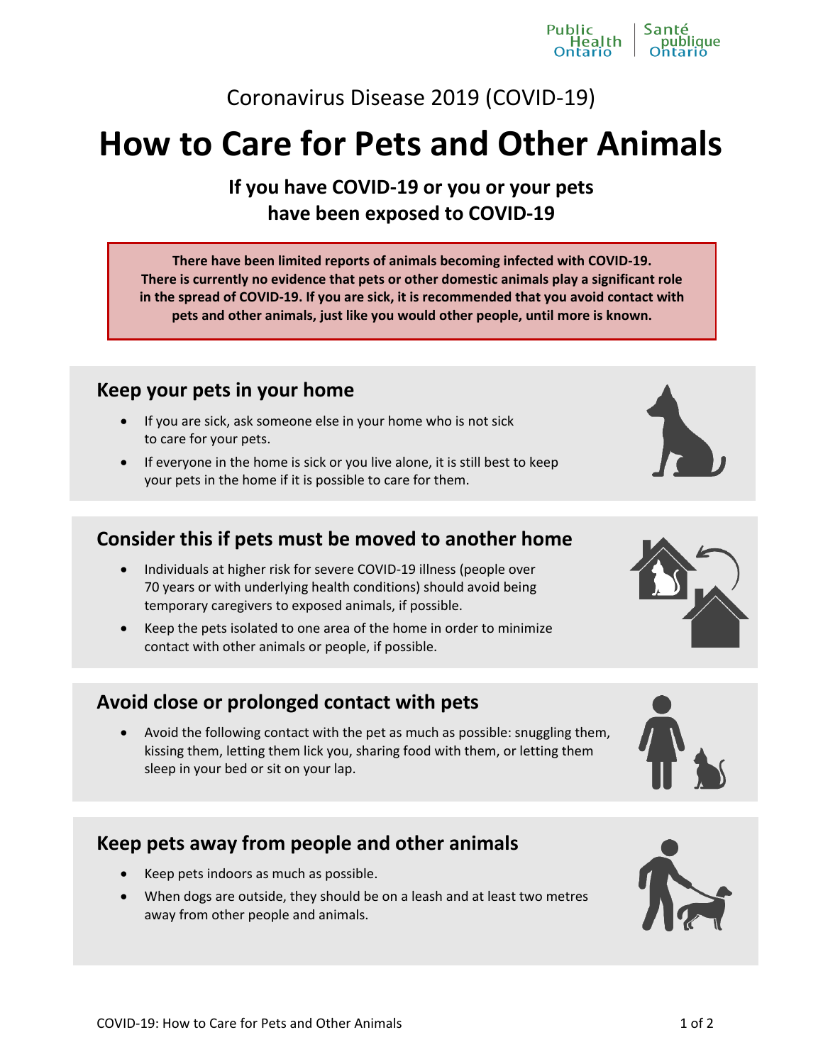Coronavirus Disease 2019 (COVID-19)

# How to Care for Pets and Other Animals

**If you have COVID-19 or you or your pets have been exposed to COVID-19**

**There have been limited reports of animals becoming infected with COVID-19. There is currently no evidence that pets or other domestic animals play a significant role in the spread of COVID-19. If you are sick, it is recommended that you avoid contact with pets and other animals, just like you would other people, until more is known.**

## Keep your pets in your home

- If you are sick, ask someone else in your home who is not sick to care for your pets.
- If everyone in the home is sick or you live alone, it is still best to keep your pets in the home if it is possible to care for them.

## Consider this if pets must be moved to another home

- Individuals at higher risk for severe COVID-19 illness (people over 70 years or with underlying health conditions) should avoid being temporary caregivers to exposed animals, if possible.
- Keep the pets isolated to one area of the home in order to minimize contact with other animals or people, if possible.

## Avoid close or prolonged contact with pets

- Avoid the following contact with the pet as much as possible: snuggling them, kissing them, letting them lick you, sharing food with them, or letting them sleep in your bed or sit on your lap.

## Keep pets away from people and other animals

- Keep pets indoors as much as possible.
- When dogs are outside, they should be on a leash and at least two metres away from other people and animals.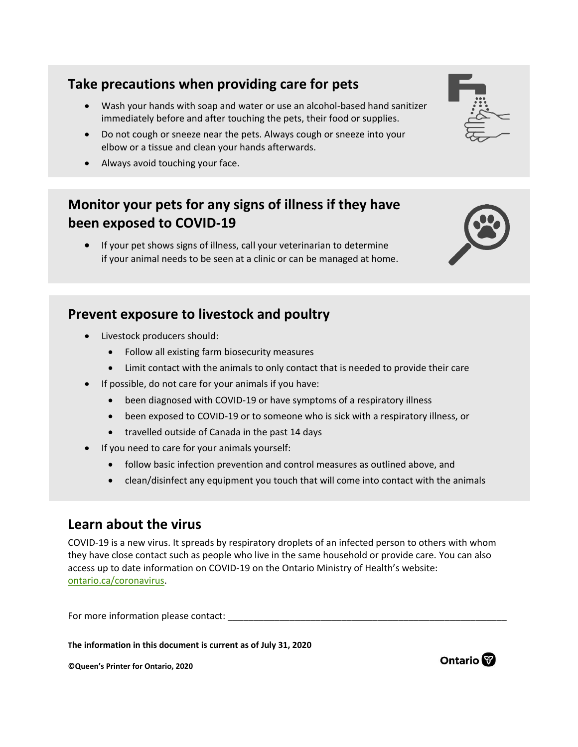## Take precautions when providing care for pets

- Wash your hands with soap and water or use an alcohol-based hand sanitizer immediately before and after touching the pets, their food or supplies.
- Do not cough or sneeze near the pets. Always cough or sneeze into your elbow or a tissue and clean your hands afterwards.
- Always avoid touching your face.

## Monitor your pets for any signs of illness if they have been exposed to COVID-19

- If your pet shows signs of illness, call your veterinarian to determine if your animal needs to be seen at a clinic or can be managed at home.

## Prevent exposure to livestock and poultry

- Livestock producers should:
  - Follow all existing farm biosecurity measures
  - Limit contact with the animals to only contact that is needed to provide their care
- If possible, do not care for your animals if you have:
  - been diagnosed with COVID-19 or have symptoms of a respiratory illness
  - been exposed to COVID-19 or to someone who is sick with a respiratory illness, or
  - travelled outside of Canada in the past 14 days
- If you need to care for your animals yourself:
  - follow basic infection prevention and control measures as outlined above, and
  - clean/disinfect any equipment you touch that will come into contact with the animals

## Learn about the virus

COVID-19 is a new virus. It spreads by respiratory droplets of an infected person to others with whom they have close contact such as people who live in the same household or provide care. You can also access up to date information on COVID-19 on the Ontario Ministry of Health's website: [ontario.ca/coronavirus](ontario.ca/coronavirus).

For more information please contact: ________________________________________________

**The information in this document is current as of July 31, 2020**

**©Queen's Printer for Ontario, 2020**

Ontario